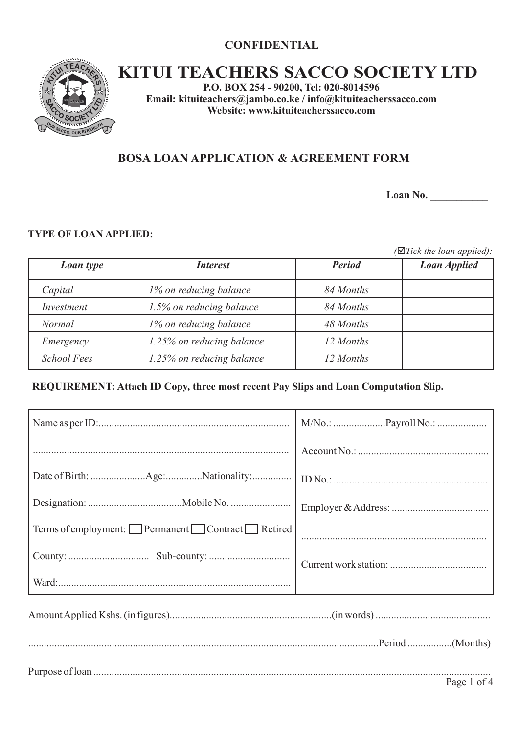CONFIDENTIAL

# KITUI TEACHERS SACCO SOCIETY LTD

**P.O. BOX 254 - 90200, Tel: 020-8014596**
**Email: kituiteachers@jambo.co.ke / info@kituiteacherssacco.com**
**Website: www.kituiteacherssacco.com**

## BOSA LOAN APPLICATION & AGREEMENT FORM

**Loan No. ___________**

**TYPE OF LOAN APPLIED:**

*(☑Tick the loan applied):*

| *Loan type* | *Interest* | *Period* | *Loan Applied* |
|---|---|---|---|
| *Capital* | *1% on reducing balance* | *84 Months* | |
| *Investment* | *1.5% on reducing balance* | *84 Months* | |
| *Normal* | *1% on reducing balance* | *48 Months* | |
| *Emergency* | *1.25% on reducing balance* | *12 Months* | |
| *School Fees* | *1.25% on reducing balance* | *12 Months* | |

**REQUIREMENT: Attach ID Copy, three most recent Pay Slips and Loan Computation Slip.**

| | |
|---|---|
| Name as per ID:........................................................................ | M/No.: ....................Payroll No.: .................. |
| ................................................................................................ | Account No.: ................................................. |
| Date of Birth: .....................Age:..............Nationality:............... | ID No.: .......................................................... |
| Designation: ...................................Mobile No. ....................... | Employer & Address: .................................... |
| Terms of employment: ☐ Permanent ☐ Contract ☐ Retired | ...................................................................... |
| County: .............................. Sub-county: .............................. | Current work station: .................................... |
| Ward:........................................................................................ | |

Amount Applied Kshs. (in figures).............................................................(in words) ...........................................

...................................................................................................................................Period ................(Months)

Purpose of loan ......................................................................................................................................................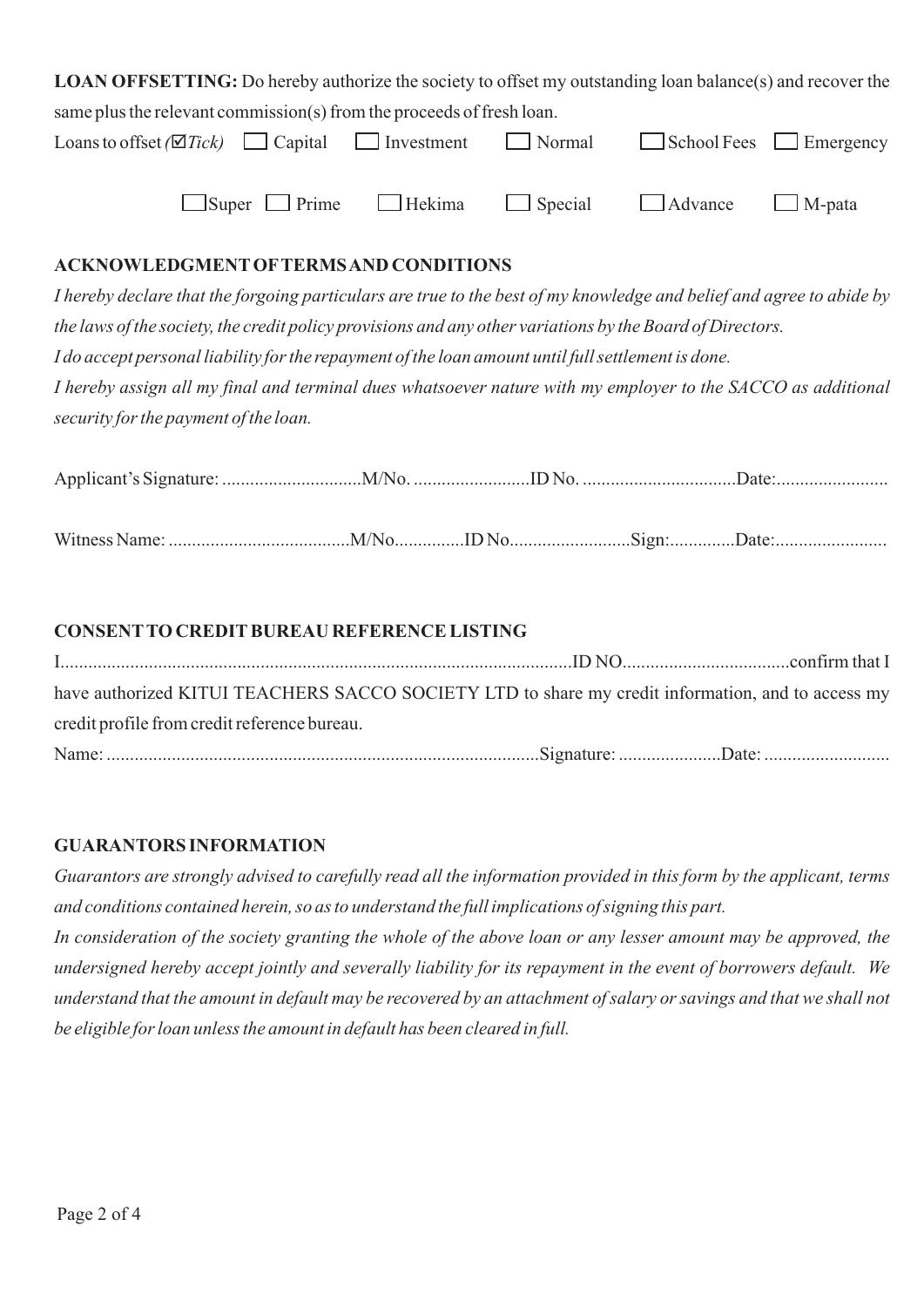**LOAN OFFSETTING:** Do hereby authorize the society to offset my outstanding loan balance(s) and recover the same plus the relevant commission(s) from the proceeds of fresh loan.

Loans to offset *(☑Tick)* ☐ Capital ☐ Investment ☐ Normal ☐ School Fees ☐ Emergency

☐ Super ☐ Prime ☐ Hekima ☐ Special ☐ Advance ☐ M-pata

**ACKNOWLEDGMENT OF TERMS AND CONDITIONS**

*I hereby declare that the forgoing particulars are true to the best of my knowledge and belief and agree to abide by the laws of the society, the credit policy provisions and any other variations by the Board of Directors.*

*I do accept personal liability for the repayment of the loan amount until full settlement is done.*

*I hereby assign all my final and terminal dues whatsoever nature with my employer to the SACCO as additional security for the payment of the loan.*

Applicant's Signature: ..............................M/No. .........................ID No. .................................Date:........................

Witness Name: .......................................M/No...............ID No..........................Sign:..............Date:........................

**CONSENT TO CREDIT BUREAU REFERENCE LISTING**

I.............................................................................................................ID NO...................................confirm that I have authorized KITUI TEACHERS SACCO SOCIETY LTD to share my credit information, and to access my credit profile from credit reference bureau.

Name: ............................................................................................Signature: ......................Date: ...........................

**GUARANTORS INFORMATION**

*Guarantors are strongly advised to carefully read all the information provided in this form by the applicant, terms and conditions contained herein, so as to understand the full implications of signing this part.*

*In consideration of the society granting the whole of the above loan or any lesser amount may be approved, the undersigned hereby accept jointly and severally liability for its repayment in the event of borrowers default. We understand that the amount in default may be recovered by an attachment of salary or savings and that we shall not be eligible for loan unless the amount in default has been cleared in full.*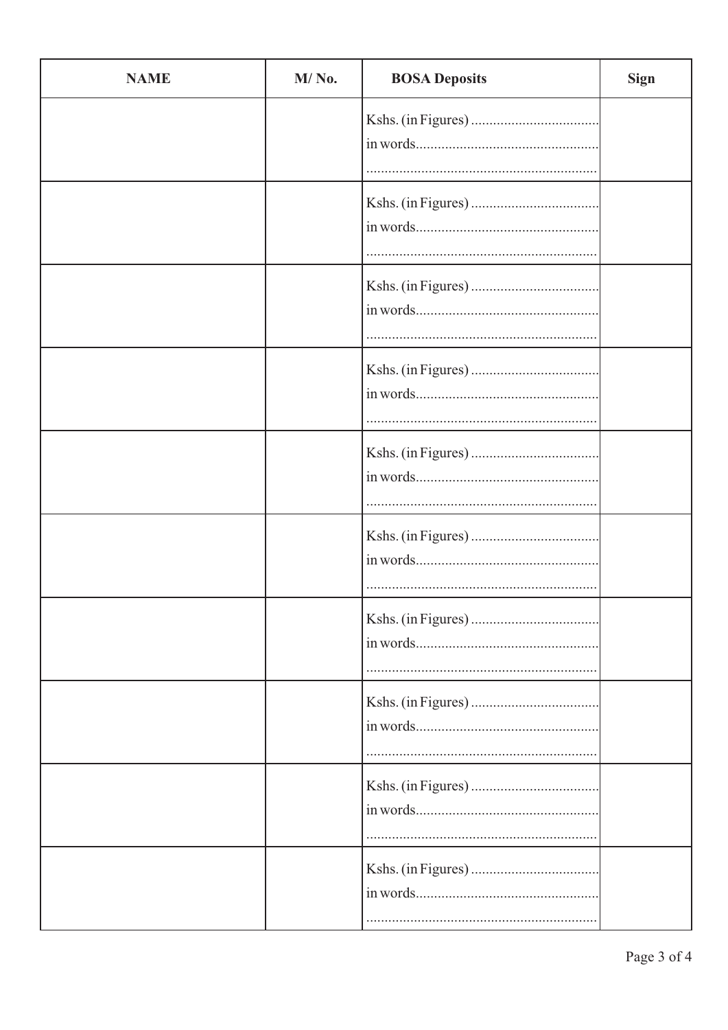| NAME | M/ No. | BOSA Deposits | Sign |
|---|---|---|---|
| | | Kshs. (in Figures) ................................... in words.................................................. ............................................................... | |
| | | Kshs. (in Figures) ................................... in words.................................................. ............................................................... | |
| | | Kshs. (in Figures) ................................... in words.................................................. ............................................................... | |
| | | Kshs. (in Figures) ................................... in words.................................................. ............................................................... | |
| | | Kshs. (in Figures) ................................... in words.................................................. ............................................................... | |
| | | Kshs. (in Figures) ................................... in words.................................................. ............................................................... | |
| | | Kshs. (in Figures) ................................... in words.................................................. ............................................................... | |
| | | Kshs. (in Figures) ................................... in words.................................................. ............................................................... | |
| | | Kshs. (in Figures) ................................... in words.................................................. ............................................................... | |
| | | Kshs. (in Figures) ................................... in words.................................................. ............................................................... | |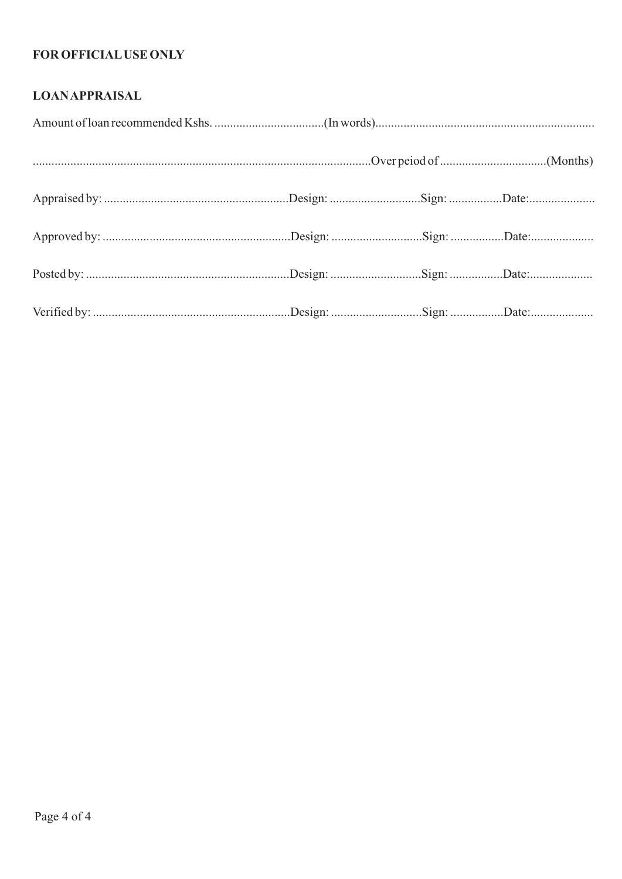**FOR OFFICIAL USE ONLY**

**LOAN APPRAISAL**

Amount of loan recommended Kshs. ...................................(In words).....................................................................

...........................................................................................................Over peiod of .................................(Months)

Appraised by: ..........................................................Design: ............................Sign: ................Date:.....................

Approved by: ...........................................................Design: ............................Sign: ................Date:....................

Posted by: ................................................................Design: ............................Sign: ................Date:....................

Verified by: ..............................................................Design: ............................Sign: ................Date:....................